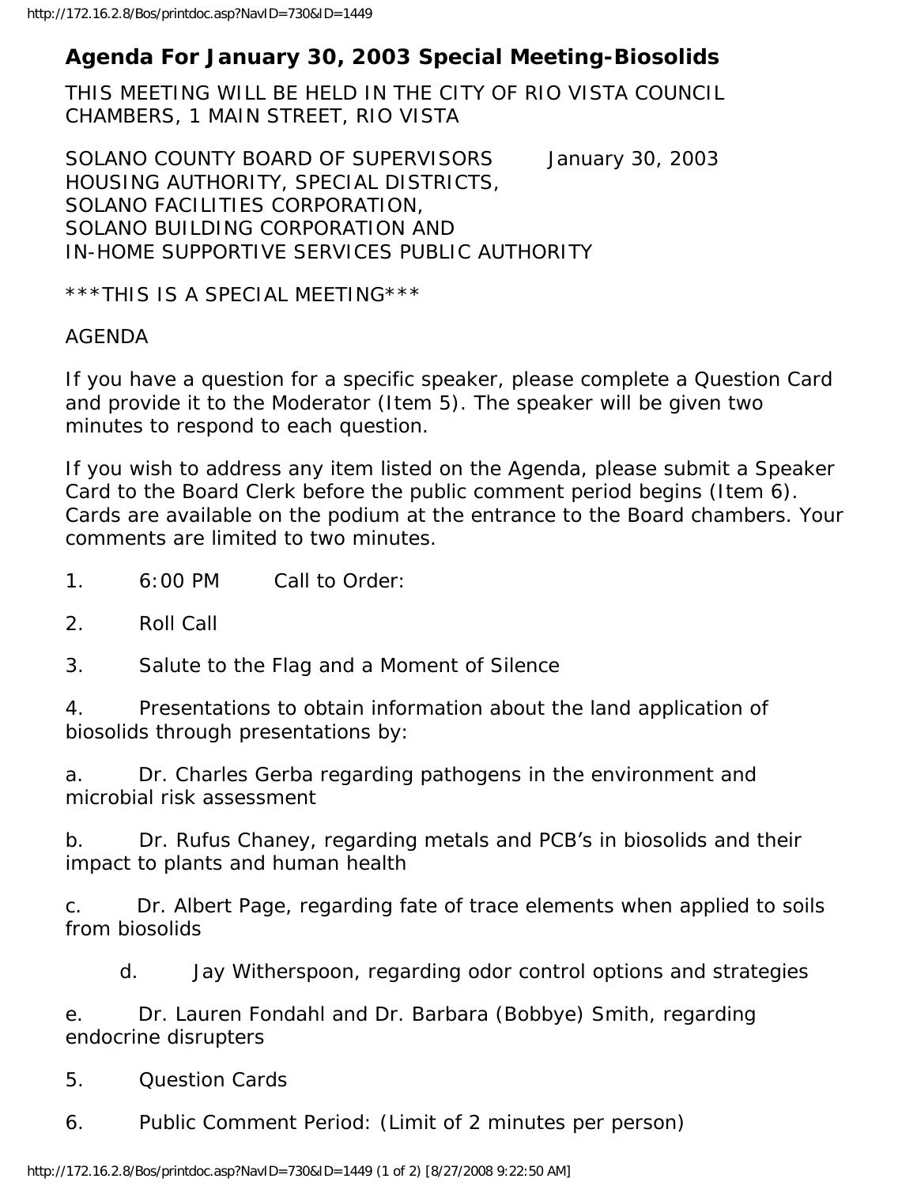# Agenda For January 30, 2003 Special Meeting-Biosolids

THIS MEETING WILL BE HELD IN THE CITY OF RIO VISTA COUNCIL CHAMBERS, 1 MAIN STREET, RIO VISTA

SOLANO COUNTY BOARD OF SUPERVISORS January 30, 2003
HOUSING AUTHORITY, SPECIAL DISTRICTS,
SOLANO FACILITIES CORPORATION,
SOLANO BUILDING CORPORATION AND
IN-HOME SUPPORTIVE SERVICES PUBLIC AUTHORITY

***THIS IS A SPECIAL MEETING***

AGENDA

If you have a question for a specific speaker, please complete a Question Card and provide it to the Moderator (Item 5). The speaker will be given two minutes to respond to each question.

If you wish to address any item listed on the Agenda, please submit a Speaker Card to the Board Clerk before the public comment period begins (Item 6). Cards are available on the podium at the entrance to the Board chambers. Your comments are limited to two minutes.

1. 6:00 PM Call to Order:

2. Roll Call

3. Salute to the Flag and a Moment of Silence

4. Presentations to obtain information about the land application of biosolids through presentations by:

a. Dr. Charles Gerba regarding pathogens in the environment and microbial risk assessment

b. Dr. Rufus Chaney, regarding metals and PCB's in biosolids and their impact to plants and human health

c. Dr. Albert Page, regarding fate of trace elements when applied to soils from biosolids

d. Jay Witherspoon, regarding odor control options and strategies

e. Dr. Lauren Fondahl and Dr. Barbara (Bobbye) Smith, regarding endocrine disrupters

5. Question Cards

6. Public Comment Period: (Limit of 2 minutes per person)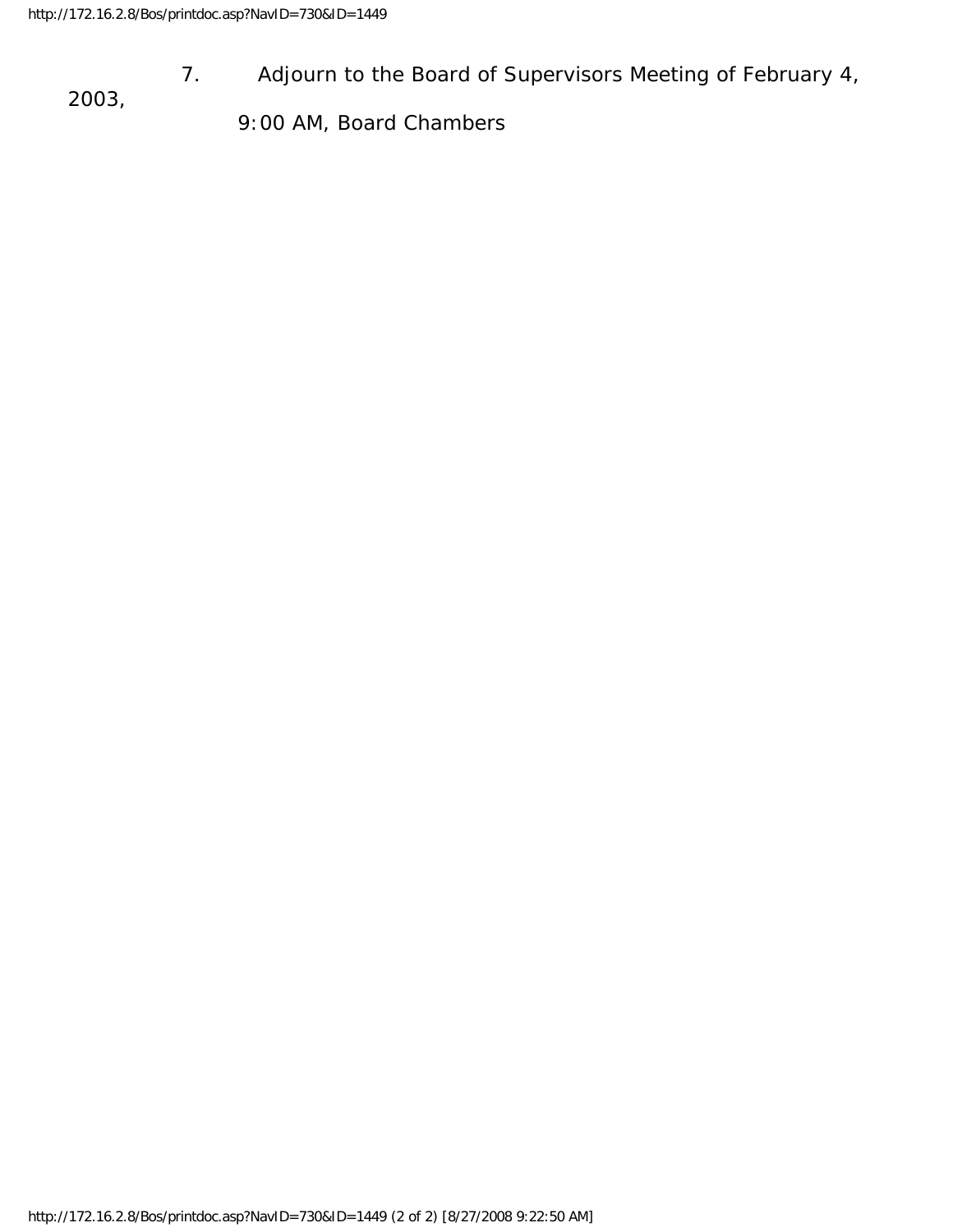7. Adjourn to the Board of Supervisors Meeting of February 4, 2003,

   9:00 AM, Board Chambers